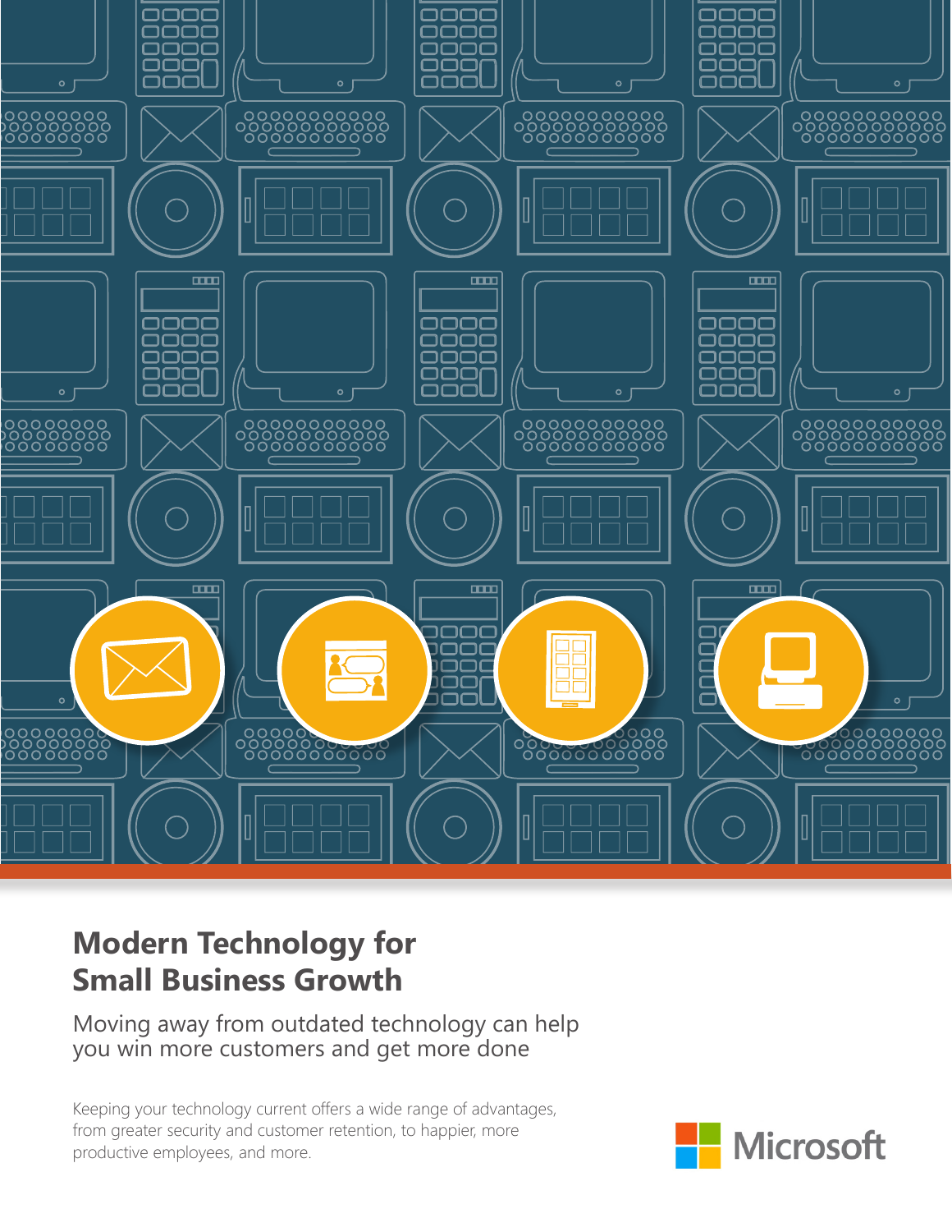# Modern Technology for Small Business Growth

## Moving away from outdated technology can help you win more customers and get more done

Keeping your technology current offers a wide range of advantages, from greater security and customer retention, to happier, more productive employees, and more.

Microsoft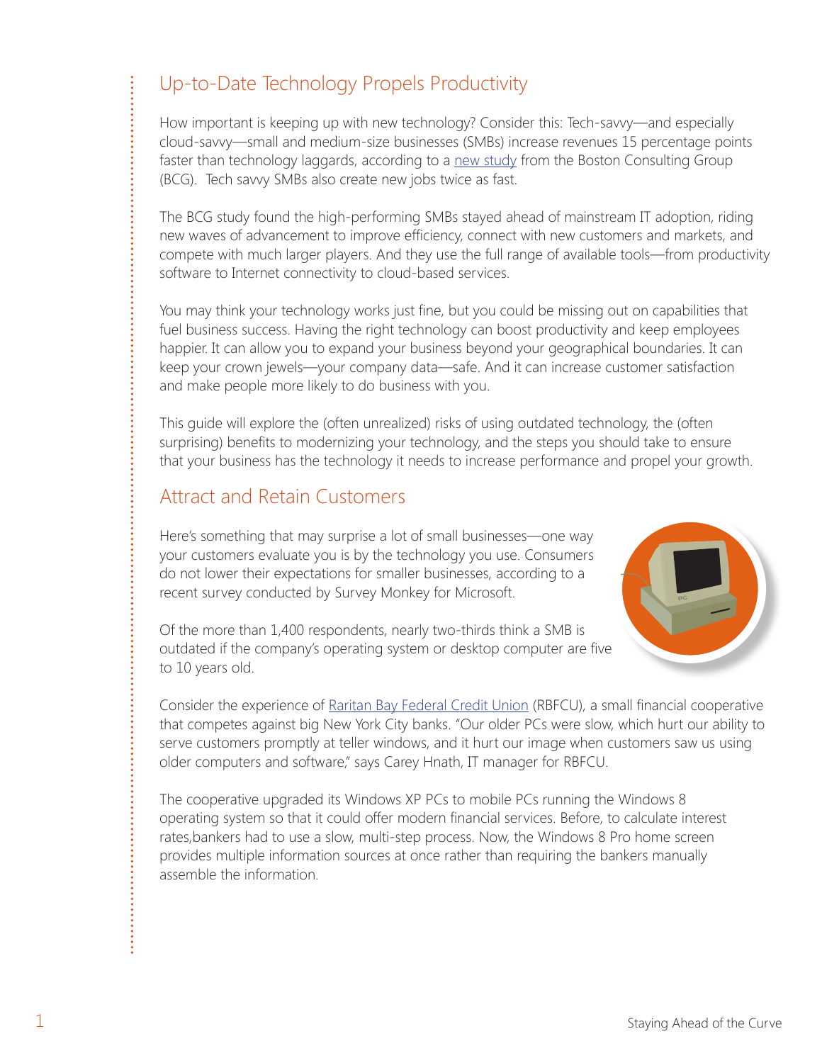## Up-to-Date Technology Propels Productivity

How important is keeping up with new technology? Consider this: Tech-savvy—and especially cloud-savvy—small and medium-size businesses (SMBs) increase revenues 15 percentage points faster than technology laggards, according to a new study from the Boston Consulting Group (BCG). Tech savvy SMBs also create new jobs twice as fast.

The BCG study found the high-performing SMBs stayed ahead of mainstream IT adoption, riding new waves of advancement to improve efficiency, connect with new customers and markets, and compete with much larger players. And they use the full range of available tools—from productivity software to Internet connectivity to cloud-based services.

You may think your technology works just fine, but you could be missing out on capabilities that fuel business success. Having the right technology can boost productivity and keep employees happier. It can allow you to expand your business beyond your geographical boundaries. It can keep your crown jewels—your company data—safe. And it can increase customer satisfaction and make people more likely to do business with you.

This guide will explore the (often unrealized) risks of using outdated technology, the (often surprising) benefits to modernizing your technology, and the steps you should take to ensure that your business has the technology it needs to increase performance and propel your growth.

## Attract and Retain Customers

Here's something that may surprise a lot of small businesses—one way your customers evaluate you is by the technology you use. Consumers do not lower their expectations for smaller businesses, according to a recent survey conducted by Survey Monkey for Microsoft.

Of the more than 1,400 respondents, nearly two-thirds think a SMB is outdated if the company's operating system or desktop computer are five to 10 years old.

Consider the experience of Raritan Bay Federal Credit Union (RBFCU), a small financial cooperative that competes against big New York City banks. "Our older PCs were slow, which hurt our ability to serve customers promptly at teller windows, and it hurt our image when customers saw us using older computers and software," says Carey Hnath, IT manager for RBFCU.

The cooperative upgraded its Windows XP PCs to mobile PCs running the Windows 8 operating system so that it could offer modern financial services. Before, to calculate interest rates,bankers had to use a slow, multi-step process. Now, the Windows 8 Pro home screen provides multiple information sources at once rather than requiring the bankers manually assemble the information.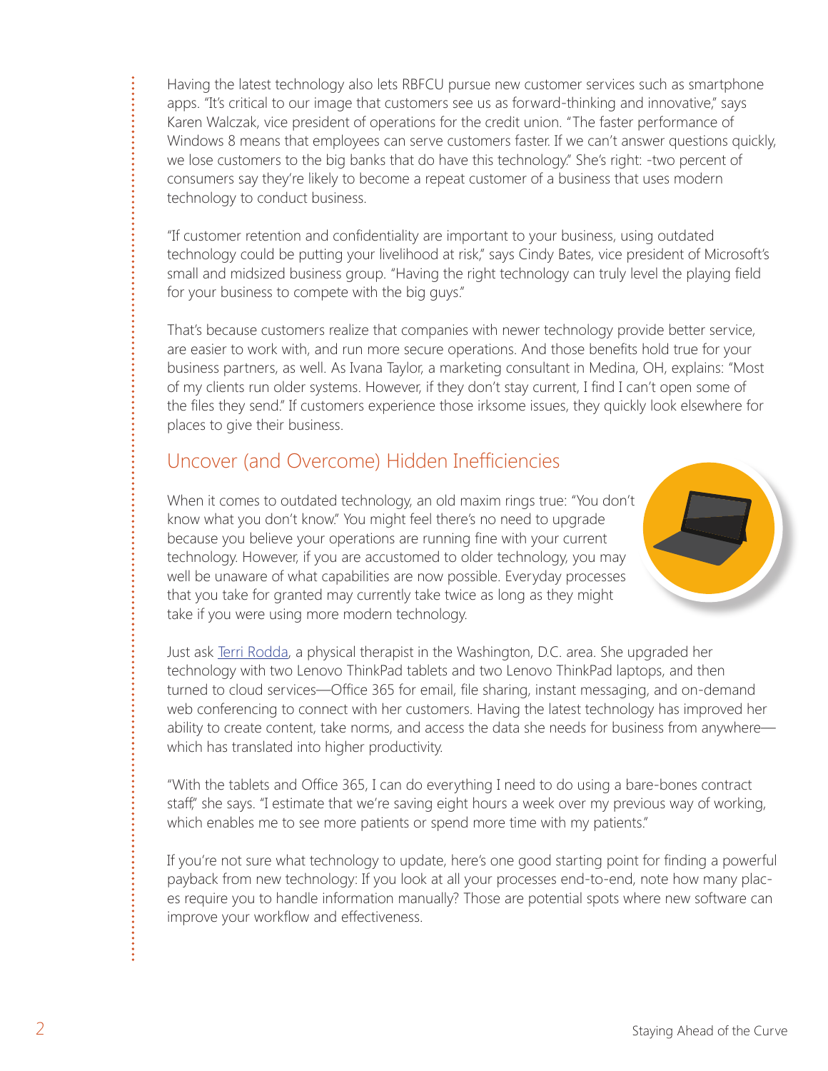Having the latest technology also lets RBFCU pursue new customer services such as smartphone apps. "It's critical to our image that customers see us as forward-thinking and innovative," says Karen Walczak, vice president of operations for the credit union. "The faster performance of Windows 8 means that employees can serve customers faster. If we can't answer questions quickly, we lose customers to the big banks that do have this technology." She's right: -two percent of consumers say they're likely to become a repeat customer of a business that uses modern technology to conduct business.

"If customer retention and confidentiality are important to your business, using outdated technology could be putting your livelihood at risk," says Cindy Bates, vice president of Microsoft's small and midsized business group. "Having the right technology can truly level the playing field for your business to compete with the big guys."

That's because customers realize that companies with newer technology provide better service, are easier to work with, and run more secure operations. And those benefits hold true for your business partners, as well. As Ivana Taylor, a marketing consultant in Medina, OH, explains: "Most of my clients run older systems. However, if they don't stay current, I find I can't open some of the files they send." If customers experience those irksome issues, they quickly look elsewhere for places to give their business.

## Uncover (and Overcome) Hidden Inefficiencies

When it comes to outdated technology, an old maxim rings true: "You don't know what you don't know." You might feel there's no need to upgrade because you believe your operations are running fine with your current technology. However, if you are accustomed to older technology, you may well be unaware of what capabilities are now possible. Everyday processes that you take for granted may currently take twice as long as they might take if you were using more modern technology.

Just ask Terri Rodda, a physical therapist in the Washington, D.C. area. She upgraded her technology with two Lenovo ThinkPad tablets and two Lenovo ThinkPad laptops, and then turned to cloud services—Office 365 for email, file sharing, instant messaging, and on-demand web conferencing to connect with her customers. Having the latest technology has improved her ability to create content, take norms, and access the data she needs for business from anywhere—which has translated into higher productivity.

"With the tablets and Office 365, I can do everything I need to do using a bare-bones contract staff," she says. "I estimate that we're saving eight hours a week over my previous way of working, which enables me to see more patients or spend more time with my patients."

If you're not sure what technology to update, here's one good starting point for finding a powerful payback from new technology: If you look at all your processes end-to-end, note how many places require you to handle information manually? Those are potential spots where new software can improve your workflow and effectiveness.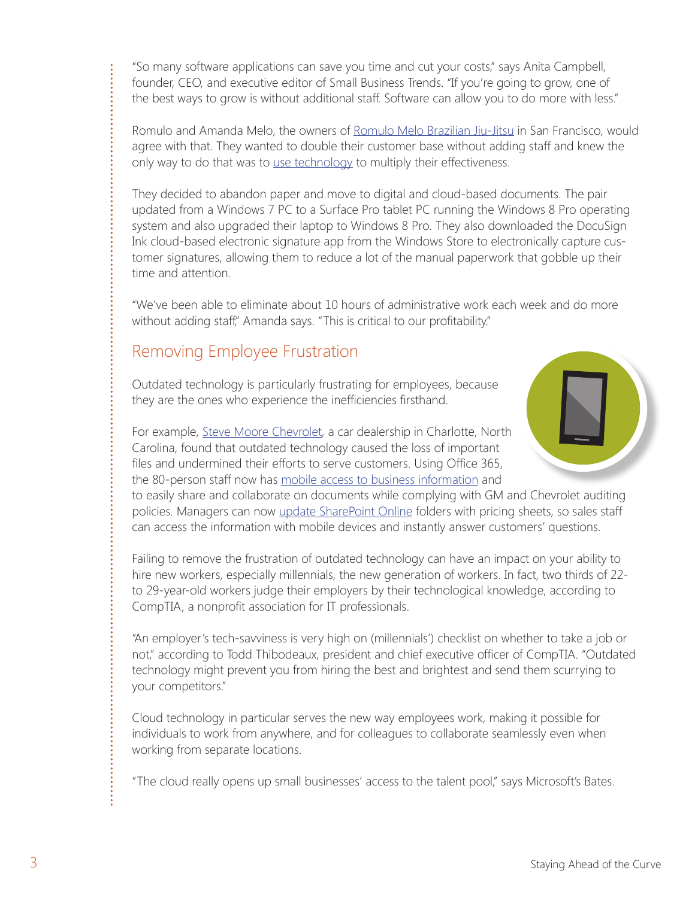"So many software applications can save you time and cut your costs," says Anita Campbell, founder, CEO, and executive editor of Small Business Trends. "If you're going to grow, one of the best ways to grow is without additional staff. Software can allow you to do more with less."

Romulo and Amanda Melo, the owners of Romulo Melo Brazilian Jiu-Jitsu in San Francisco, would agree with that. They wanted to double their customer base without adding staff and knew the only way to do that was to use technology to multiply their effectiveness.

They decided to abandon paper and move to digital and cloud-based documents. The pair updated from a Windows 7 PC to a Surface Pro tablet PC running the Windows 8 Pro operating system and also upgraded their laptop to Windows 8 Pro. They also downloaded the DocuSign Ink cloud-based electronic signature app from the Windows Store to electronically capture customer signatures, allowing them to reduce a lot of the manual paperwork that gobble up their time and attention.

"We've been able to eliminate about 10 hours of administrative work each week and do more without adding staff," Amanda says. "This is critical to our profitability."

## Removing Employee Frustration

Outdated technology is particularly frustrating for employees, because they are the ones who experience the inefficiencies firsthand.

For example, Steve Moore Chevrolet, a car dealership in Charlotte, North Carolina, found that outdated technology caused the loss of important files and undermined their efforts to serve customers. Using Office 365, the 80-person staff now has mobile access to business information and to easily share and collaborate on documents while complying with GM and Chevrolet auditing policies. Managers can now update SharePoint Online folders with pricing sheets, so sales staff can access the information with mobile devices and instantly answer customers' questions.

Failing to remove the frustration of outdated technology can have an impact on your ability to hire new workers, especially millennials, the new generation of workers. In fact, two thirds of 22- to 29-year-old workers judge their employers by their technological knowledge, according to CompTIA, a nonprofit association for IT professionals.

"An employer's tech-savviness is very high on (millennials') checklist on whether to take a job or not," according to Todd Thibodeaux, president and chief executive officer of CompTIA. "Outdated technology might prevent you from hiring the best and brightest and send them scurrying to your competitors."

Cloud technology in particular serves the new way employees work, making it possible for individuals to work from anywhere, and for colleagues to collaborate seamlessly even when working from separate locations.

"The cloud really opens up small businesses' access to the talent pool," says Microsoft's Bates.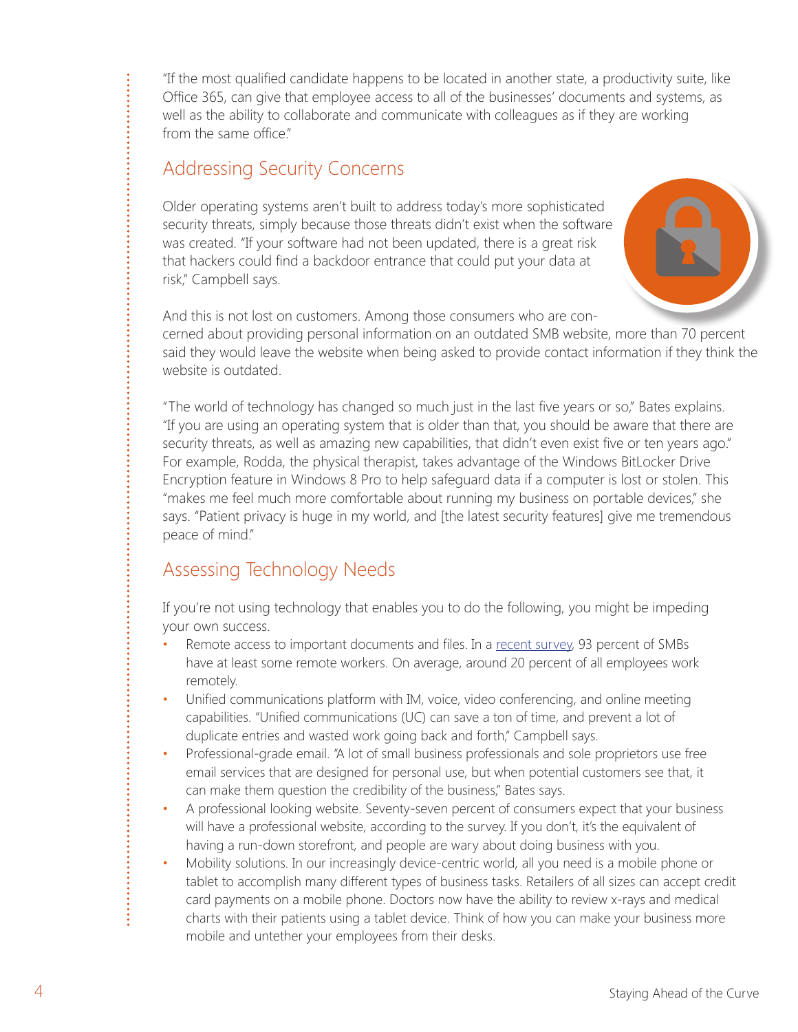"If the most qualified candidate happens to be located in another state, a productivity suite, like Office 365, can give that employee access to all of the businesses' documents and systems, as well as the ability to collaborate and communicate with colleagues as if they are working from the same office."

## Addressing Security Concerns

Older operating systems aren't built to address today's more sophisticated security threats, simply because those threats didn't exist when the software was created. "If your software had not been updated, there is a great risk that hackers could find a backdoor entrance that could put your data at risk," Campbell says.

And this is not lost on customers. Among those consumers who are concerned about providing personal information on an outdated SMB website, more than 70 percent said they would leave the website when being asked to provide contact information if they think the website is outdated.

"The world of technology has changed so much just in the last five years or so," Bates explains. "If you are using an operating system that is older than that, you should be aware that there are security threats, as well as amazing new capabilities, that didn't even exist five or ten years ago." For example, Rodda, the physical therapist, takes advantage of the Windows BitLocker Drive Encryption feature in Windows 8 Pro to help safeguard data if a computer is lost or stolen. This "makes me feel much more comfortable about running my business on portable devices," she says. "Patient privacy is huge in my world, and [the latest security features] give me tremendous peace of mind."

## Assessing Technology Needs

If you're not using technology that enables you to do the following, you might be impeding your own success.

- Remote access to important documents and files. In a recent survey, 93 percent of SMBs have at least some remote workers. On average, around 20 percent of all employees work remotely.
- Unified communications platform with IM, voice, video conferencing, and online meeting capabilities. "Unified communications (UC) can save a ton of time, and prevent a lot of duplicate entries and wasted work going back and forth," Campbell says.
- Professional-grade email. "A lot of small business professionals and sole proprietors use free email services that are designed for personal use, but when potential customers see that, it can make them question the credibility of the business," Bates says.
- A professional looking website. Seventy-seven percent of consumers expect that your business will have a professional website, according to the survey. If you don't, it's the equivalent of having a run-down storefront, and people are wary about doing business with you.
- Mobility solutions. In our increasingly device-centric world, all you need is a mobile phone or tablet to accomplish many different types of business tasks. Retailers of all sizes can accept credit card payments on a mobile phone. Doctors now have the ability to review x-rays and medical charts with their patients using a tablet device. Think of how you can make your business more mobile and untether your employees from their desks.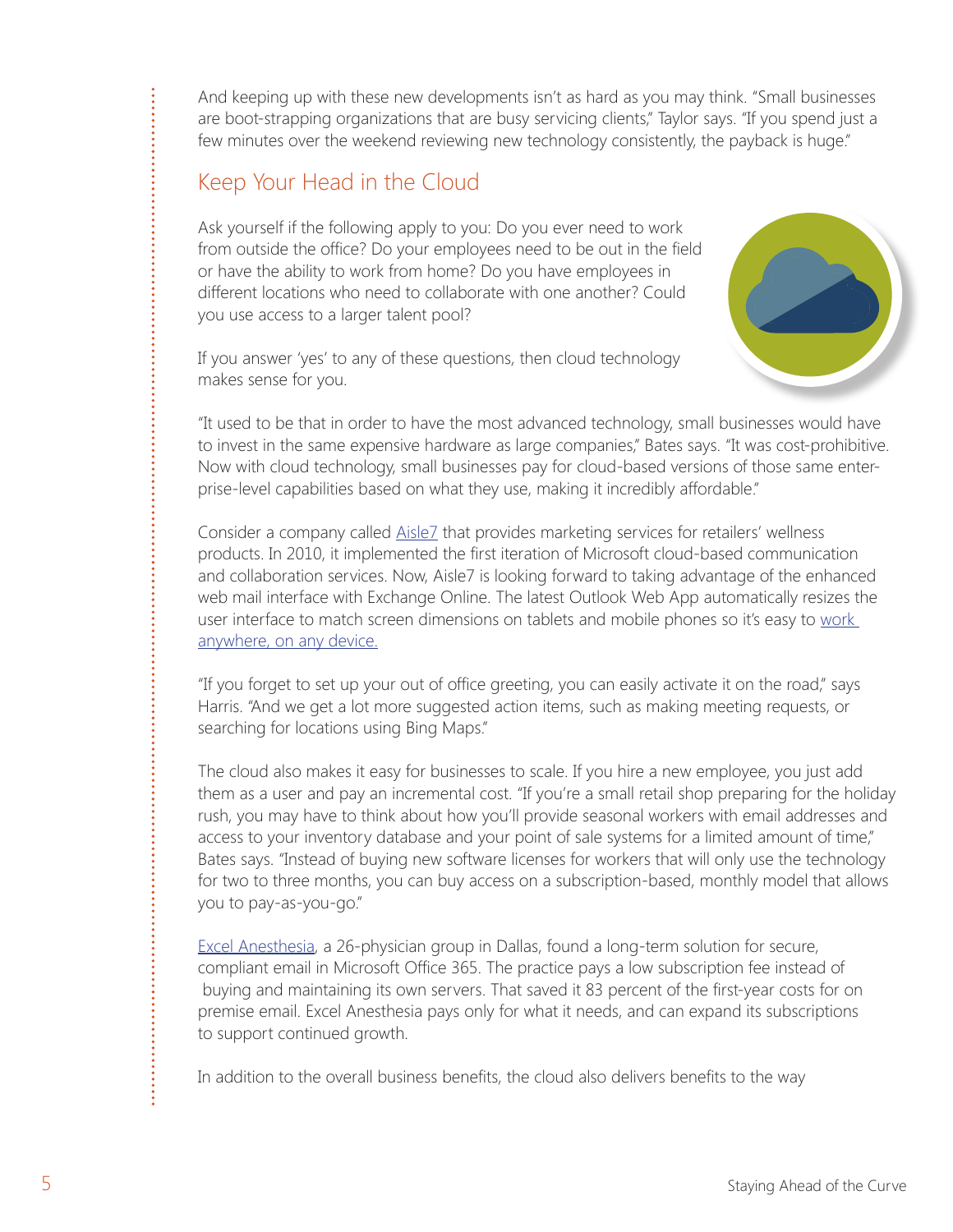And keeping up with these new developments isn't as hard as you may think. "Small businesses are boot-strapping organizations that are busy servicing clients," Taylor says. "If you spend just a few minutes over the weekend reviewing new technology consistently, the payback is huge."

## Keep Your Head in the Cloud

Ask yourself if the following apply to you: Do you ever need to work from outside the office? Do your employees need to be out in the field or have the ability to work from home? Do you have employees in different locations who need to collaborate with one another? Could you use access to a larger talent pool?

If you answer 'yes' to any of these questions, then cloud technology makes sense for you.

"It used to be that in order to have the most advanced technology, small businesses would have to invest in the same expensive hardware as large companies," Bates says. "It was cost-prohibitive. Now with cloud technology, small businesses pay for cloud-based versions of those same enterprise-level capabilities based on what they use, making it incredibly affordable."

Consider a company called Aisle7 that provides marketing services for retailers' wellness products. In 2010, it implemented the first iteration of Microsoft cloud-based communication and collaboration services. Now, Aisle7 is looking forward to taking advantage of the enhanced web mail interface with Exchange Online. The latest Outlook Web App automatically resizes the user interface to match screen dimensions on tablets and mobile phones so it's easy to work anywhere, on any device.

"If you forget to set up your out of office greeting, you can easily activate it on the road," says Harris. "And we get a lot more suggested action items, such as making meeting requests, or searching for locations using Bing Maps."

The cloud also makes it easy for businesses to scale. If you hire a new employee, you just add them as a user and pay an incremental cost. "If you're a small retail shop preparing for the holiday rush, you may have to think about how you'll provide seasonal workers with email addresses and access to your inventory database and your point of sale systems for a limited amount of time," Bates says. "Instead of buying new software licenses for workers that will only use the technology for two to three months, you can buy access on a subscription-based, monthly model that allows you to pay-as-you-go."

Excel Anesthesia, a 26-physician group in Dallas, found a long-term solution for secure, compliant email in Microsoft Office 365. The practice pays a low subscription fee instead of buying and maintaining its own servers. That saved it 83 percent of the first-year costs for on premise email. Excel Anesthesia pays only for what it needs, and can expand its subscriptions to support continued growth.

In addition to the overall business benefits, the cloud also delivers benefits to the way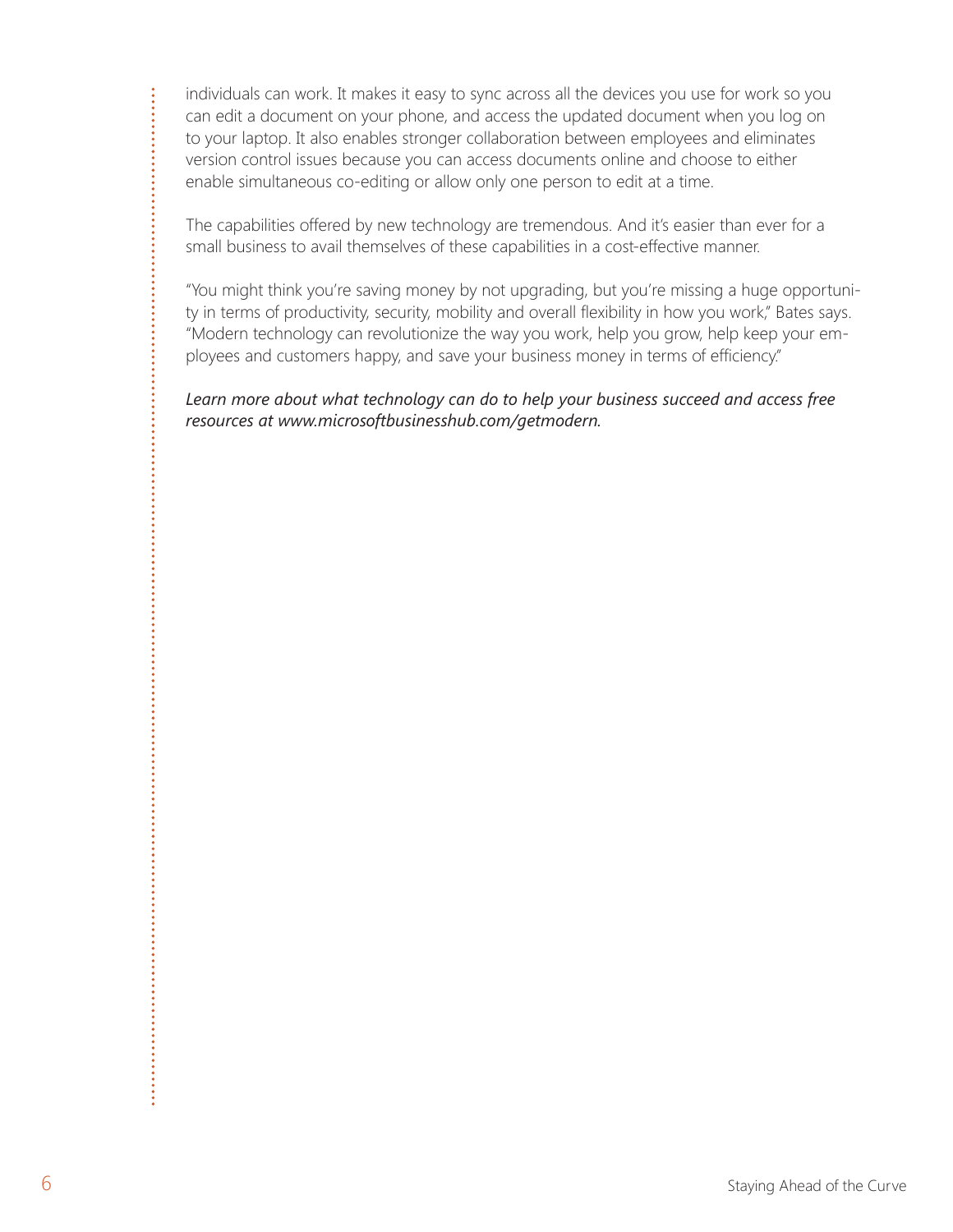individuals can work. It makes it easy to sync across all the devices you use for work so you can edit a document on your phone, and access the updated document when you log on to your laptop. It also enables stronger collaboration between employees and eliminates version control issues because you can access documents online and choose to either enable simultaneous co-editing or allow only one person to edit at a time.

The capabilities offered by new technology are tremendous. And it's easier than ever for a small business to avail themselves of these capabilities in a cost-effective manner.

"You might think you're saving money by not upgrading, but you're missing a huge opportunity in terms of productivity, security, mobility and overall flexibility in how you work," Bates says. "Modern technology can revolutionize the way you work, help you grow, help keep your employees and customers happy, and save your business money in terms of efficiency."

*Learn more about what technology can do to help your business succeed and access free resources at www.microsoftbusinesshub.com/getmodern.*